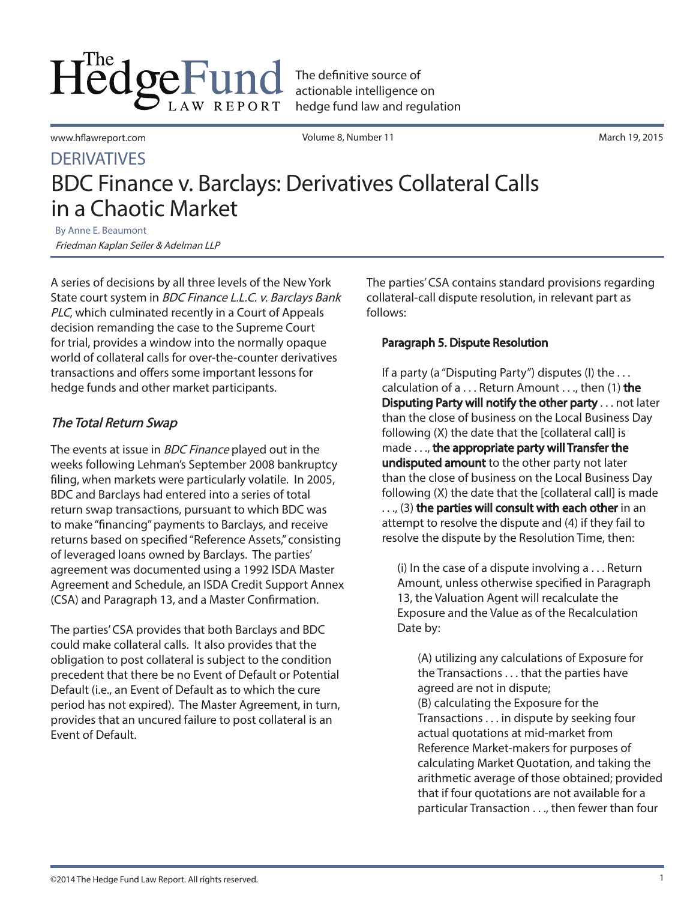# DERIVATIVES

# BDC Finance v. Barclays: Derivatives Collateral Calls in a Chaotic Market

By Anne E. Beaumont

*Friedman Kaplan Seiler & Adelman LLP*

A series of decisions by all three levels of the New York State court system in *BDC Finance L.L.C. v. Barclays Bank PLC*, which culminated recently in a Court of Appeals decision remanding the case to the Supreme Court for trial, provides a window into the normally opaque world of collateral calls for over-the-counter derivatives transactions and offers some important lessons for hedge funds and other market participants.

## *The Total Return Swap*

The events at issue in *BDC Finance* played out in the weeks following Lehman's September 2008 bankruptcy filing, when markets were particularly volatile. In 2005, BDC and Barclays had entered into a series of total return swap transactions, pursuant to which BDC was to make "financing" payments to Barclays, and receive returns based on specified "Reference Assets," consisting of leveraged loans owned by Barclays. The parties' agreement was documented using a 1992 ISDA Master Agreement and Schedule, an ISDA Credit Support Annex (CSA) and Paragraph 13, and a Master Confirmation.

The parties' CSA provides that both Barclays and BDC could make collateral calls. It also provides that the obligation to post collateral is subject to the condition precedent that there be no Event of Default or Potential Default (i.e., an Event of Default as to which the cure period has not expired). The Master Agreement, in turn, provides that an uncured failure to post collateral is an Event of Default.

The parties' CSA contains standard provisions regarding collateral-call dispute resolution, in relevant part as follows:

> **Paragraph 5. Dispute Resolution**
>
> If a party (a "Disputing Party") disputes (I) the . . . calculation of a . . . Return Amount . . ., then (1) **the Disputing Party will notify the other party** . . . not later than the close of business on the Local Business Day following (X) the date that the [collateral call] is made . . ., **the appropriate party will Transfer the undisputed amount** to the other party not later than the close of business on the Local Business Day following (X) the date that the [collateral call] is made . . ., (3) **the parties will consult with each other** in an attempt to resolve the dispute and (4) if they fail to resolve the dispute by the Resolution Time, then:
>
> > (i) In the case of a dispute involving a . . . Return Amount, unless otherwise specified in Paragraph 13, the Valuation Agent will recalculate the Exposure and the Value as of the Recalculation Date by:
> >
> > > (A) utilizing any calculations of Exposure for the Transactions . . . that the parties have agreed are not in dispute;
> > > (B) calculating the Exposure for the Transactions . . . in dispute by seeking four actual quotations at mid-market from Reference Market-makers for purposes of calculating Market Quotation, and taking the arithmetic average of those obtained; provided that if four quotations are not available for a particular Transaction . . ., then fewer than four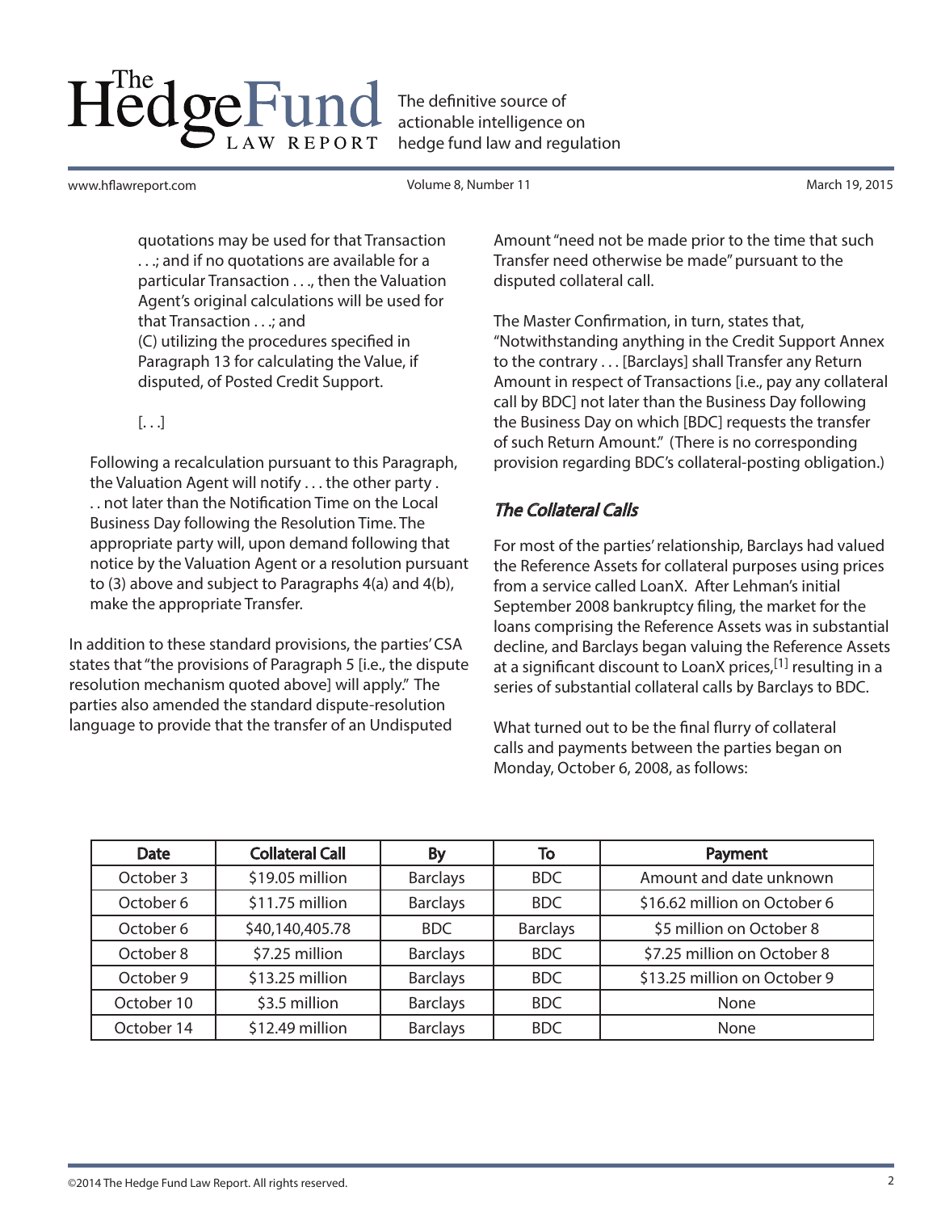> quotations may be used for that Transaction . . .; and if no quotations are available for a particular Transaction . . ., then the Valuation Agent's original calculations will be used for that Transaction . . .; and
> (C) utilizing the procedures specified in Paragraph 13 for calculating the Value, if disputed, of Posted Credit Support.
>
> [. . .]

Following a recalculation pursuant to this Paragraph, the Valuation Agent will notify . . . the other party . . . not later than the Notification Time on the Local Business Day following the Resolution Time. The appropriate party will, upon demand following that notice by the Valuation Agent or a resolution pursuant to (3) above and subject to Paragraphs 4(a) and 4(b), make the appropriate Transfer.

In addition to these standard provisions, the parties' CSA states that "the provisions of Paragraph 5 [i.e., the dispute resolution mechanism quoted above] will apply." The parties also amended the standard dispute-resolution language to provide that the transfer of an Undisputed Amount "need not be made prior to the time that such Transfer need otherwise be made" pursuant to the disputed collateral call.

The Master Confirmation, in turn, states that, "Notwithstanding anything in the Credit Support Annex to the contrary . . . [Barclays] shall Transfer any Return Amount in respect of Transactions [i.e., pay any collateral call by BDC] not later than the Business Day following the Business Day on which [BDC] requests the transfer of such Return Amount." (There is no corresponding provision regarding BDC's collateral-posting obligation.)

### *The Collateral Calls*

For most of the parties' relationship, Barclays had valued the Reference Assets for collateral purposes using prices from a service called LoanX. After Lehman's initial September 2008 bankruptcy filing, the market for the loans comprising the Reference Assets was in substantial decline, and Barclays began valuing the Reference Assets at a significant discount to LoanX prices,[1] resulting in a series of substantial collateral calls by Barclays to BDC.

What turned out to be the final flurry of collateral calls and payments between the parties began on Monday, October 6, 2008, as follows:

| Date | Collateral Call | By | To | Payment |
|---|---|---|---|---|
| October 3 | $19.05 million | Barclays | BDC | Amount and date unknown |
| October 6 | $11.75 million | Barclays | BDC | $16.62 million on October 6 |
| October 6 | $40,140,405.78 | BDC | Barclays | $5 million on October 8 |
| October 8 | $7.25 million | Barclays | BDC | $7.25 million on October 8 |
| October 9 | $13.25 million | Barclays | BDC | $13.25 million on October 9 |
| October 10 | $3.5 million | Barclays | BDC | None |
| October 14 | $12.49 million | Barclays | BDC | None |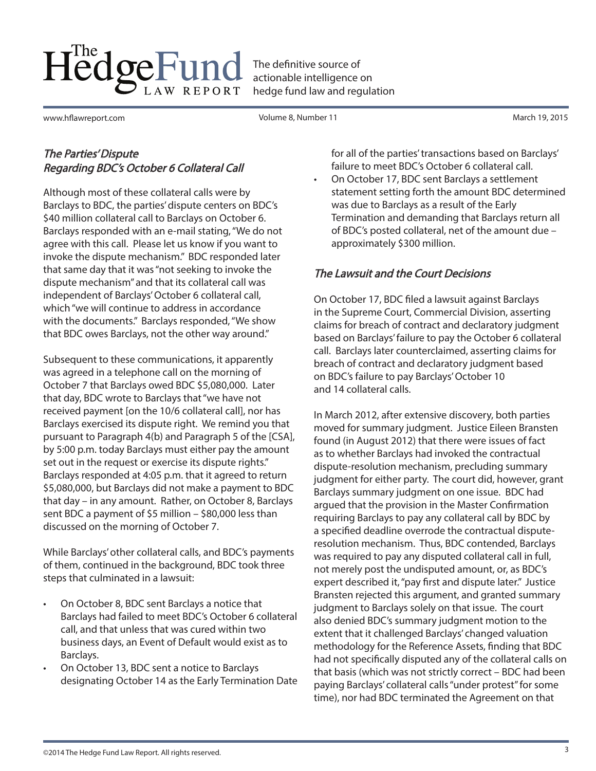### *The Parties' Dispute Regarding BDC's October 6 Collateral Call*

Although most of these collateral calls were by Barclays to BDC, the parties' dispute centers on BDC's $40 million collateral call to Barclays on October 6. Barclays responded with an e-mail stating, "We do not agree with this call. Please let us know if you want to invoke the dispute mechanism." BDC responded later that same day that it was "not seeking to invoke the dispute mechanism" and that its collateral call was independent of Barclays' October 6 collateral call, which "we will continue to address in accordance with the documents." Barclays responded, "We show that BDC owes Barclays, not the other way around."

Subsequent to these communications, it apparently was agreed in a telephone call on the morning of October 7 that Barclays owed BDC $5,080,000. Later that day, BDC wrote to Barclays that "we have not received payment [on the 10/6 collateral call], nor has Barclays exercised its dispute right. We remind you that pursuant to Paragraph 4(b) and Paragraph 5 of the [CSA], by 5:00 p.m. today Barclays must either pay the amount set out in the request or exercise its dispute rights." Barclays responded at 4:05 p.m. that it agreed to return $5,080,000, but Barclays did not make a payment to BDC that day – in any amount. Rather, on October 8, Barclays sent BDC a payment of $5 million – $80,000 less than discussed on the morning of October 7.

While Barclays' other collateral calls, and BDC's payments of them, continued in the background, BDC took three steps that culminated in a lawsuit:

- On October 8, BDC sent Barclays a notice that Barclays had failed to meet BDC's October 6 collateral call, and that unless that was cured within two business days, an Event of Default would exist as to Barclays.
- On October 13, BDC sent a notice to Barclays designating October 14 as the Early Termination Date for all of the parties' transactions based on Barclays' failure to meet BDC's October 6 collateral call.
- On October 17, BDC sent Barclays a settlement statement setting forth the amount BDC determined was due to Barclays as a result of the Early Termination and demanding that Barclays return all of BDC's posted collateral, net of the amount due – approximately $300 million.

### *The Lawsuit and the Court Decisions*

On October 17, BDC filed a lawsuit against Barclays in the Supreme Court, Commercial Division, asserting claims for breach of contract and declaratory judgment based on Barclays' failure to pay the October 6 collateral call. Barclays later counterclaimed, asserting claims for breach of contract and declaratory judgment based on BDC's failure to pay Barclays' October 10 and 14 collateral calls.

In March 2012, after extensive discovery, both parties moved for summary judgment. Justice Eileen Bransten found (in August 2012) that there were issues of fact as to whether Barclays had invoked the contractual dispute-resolution mechanism, precluding summary judgment for either party. The court did, however, grant Barclays summary judgment on one issue. BDC had argued that the provision in the Master Confirmation requiring Barclays to pay any collateral call by BDC by a specified deadline overrode the contractual dispute-resolution mechanism. Thus, BDC contended, Barclays was required to pay any disputed collateral call in full, not merely post the undisputed amount, or, as BDC's expert described it, "pay first and dispute later." Justice Bransten rejected this argument, and granted summary judgment to Barclays solely on that issue. The court also denied BDC's summary judgment motion to the extent that it challenged Barclays' changed valuation methodology for the Reference Assets, finding that BDC had not specifically disputed any of the collateral calls on that basis (which was not strictly correct – BDC had been paying Barclays' collateral calls "under protest" for some time), nor had BDC terminated the Agreement on that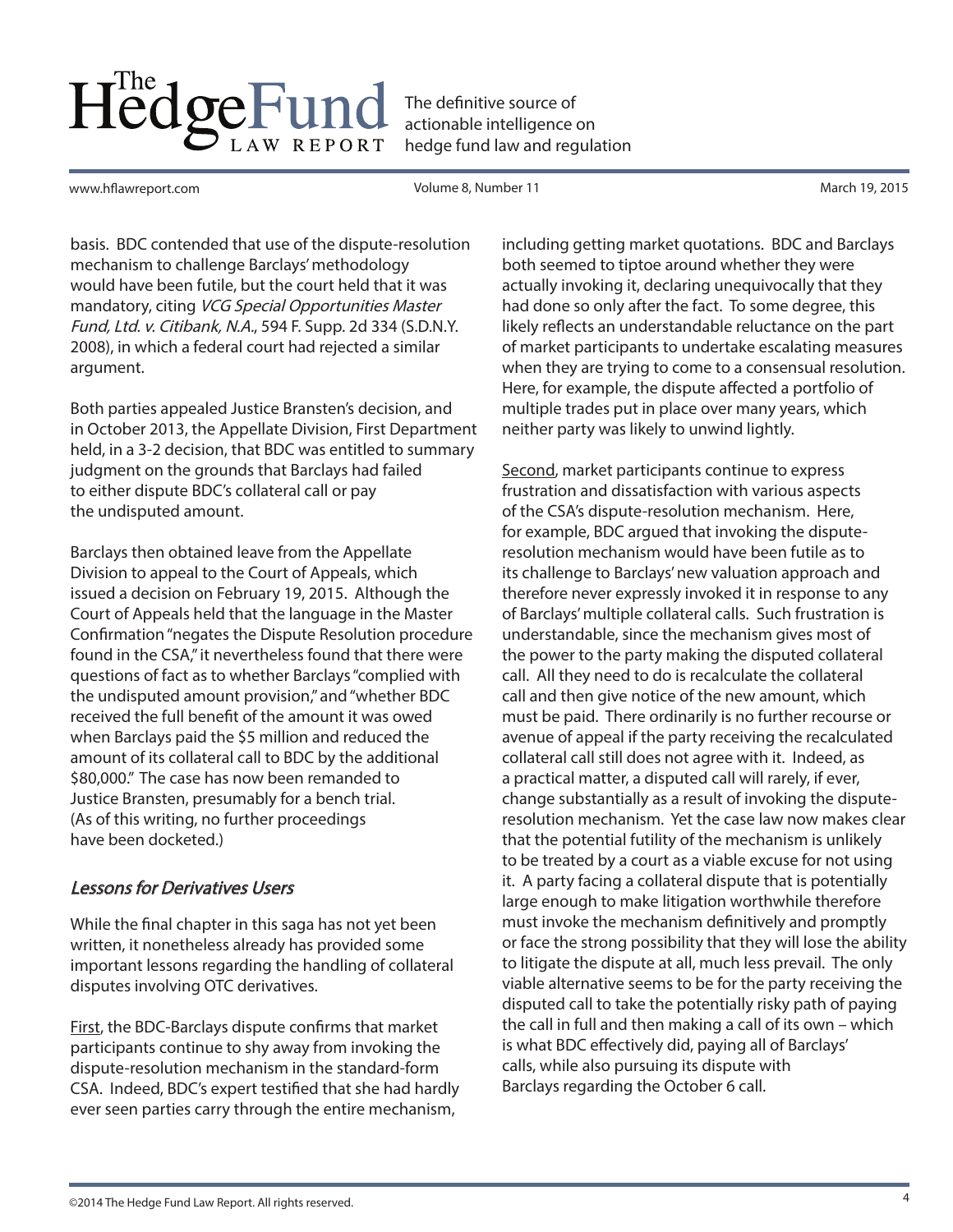basis. BDC contended that use of the dispute-resolution mechanism to challenge Barclays' methodology would have been futile, but the court held that it was mandatory, citing *VCG Special Opportunities Master Fund, Ltd. v. Citibank, N.A.*, 594 F. Supp. 2d 334 (S.D.N.Y. 2008), in which a federal court had rejected a similar argument.

Both parties appealed Justice Branstein's decision, and in October 2013, the Appellate Division, First Department held, in a 3-2 decision, that BDC was entitled to summary judgment on the grounds that Barclays had failed to either dispute BDC's collateral call or pay the undisputed amount.

Barclays then obtained leave from the Appellate Division to appeal to the Court of Appeals, which issued a decision on February 19, 2015. Although the Court of Appeals held that the language in the Master Confirmation "negates the Dispute Resolution procedure found in the CSA," it nevertheless found that there were questions of fact as to whether Barclays "complied with the undisputed amount provision," and "whether BDC received the full benefit of the amount it was owed when Barclays paid the $5 million and reduced the amount of its collateral call to BDC by the additional $80,000." The case has now been remanded to Justice Branstein, presumably for a bench trial. (As of this writing, no further proceedings have been docketed.)

## *Lessons for Derivatives Users*

While the final chapter in this saga has not yet been written, it nonetheless already has provided some important lessons regarding the handling of collateral disputes involving OTC derivatives.

First, the BDC-Barclays dispute confirms that market participants continue to shy away from invoking the dispute-resolution mechanism in the standard-form CSA. Indeed, BDC's expert testified that she had hardly ever seen parties carry through the entire mechanism, including getting market quotations. BDC and Barclays both seemed to tiptoe around whether they were actually invoking it, declaring unequivocally that they had done so only after the fact. To some degree, this likely reflects an understandable reluctance on the part of market participants to undertake escalating measures when they are trying to come to a consensual resolution. Here, for example, the dispute affected a portfolio of multiple trades put in place over many years, which neither party was likely to unwind lightly.

Second, market participants continue to express frustration and dissatisfaction with various aspects of the CSA's dispute-resolution mechanism. Here, for example, BDC argued that invoking the dispute-resolution mechanism would have been futile as to its challenge to Barclays' new valuation approach and therefore never expressly invoked it in response to any of Barclays' multiple collateral calls. Such frustration is understandable, since the mechanism gives most of the power to the party making the disputed collateral call. All they need to do is recalculate the collateral call and then give notice of the new amount, which must be paid. There ordinarily is no further recourse or avenue of appeal if the party receiving the recalculated collateral call still does not agree with it. Indeed, as a practical matter, a disputed call will rarely, if ever, change substantially as a result of invoking the dispute-resolution mechanism. Yet the case law now makes clear that the potential futility of the mechanism is unlikely to be treated by a court as a viable excuse for not using it. A party facing a collateral dispute that is potentially large enough to make litigation worthwhile therefore must invoke the mechanism definitively and promptly or face the strong possibility that they will lose the ability to litigate the dispute at all, much less prevail. The only viable alternative seems to be for the party receiving the disputed call to take the potentially risky path of paying the call in full and then making a call of its own – which is what BDC effectively did, paying all of Barclays' calls, while also pursuing its dispute with Barclays regarding the October 6 call.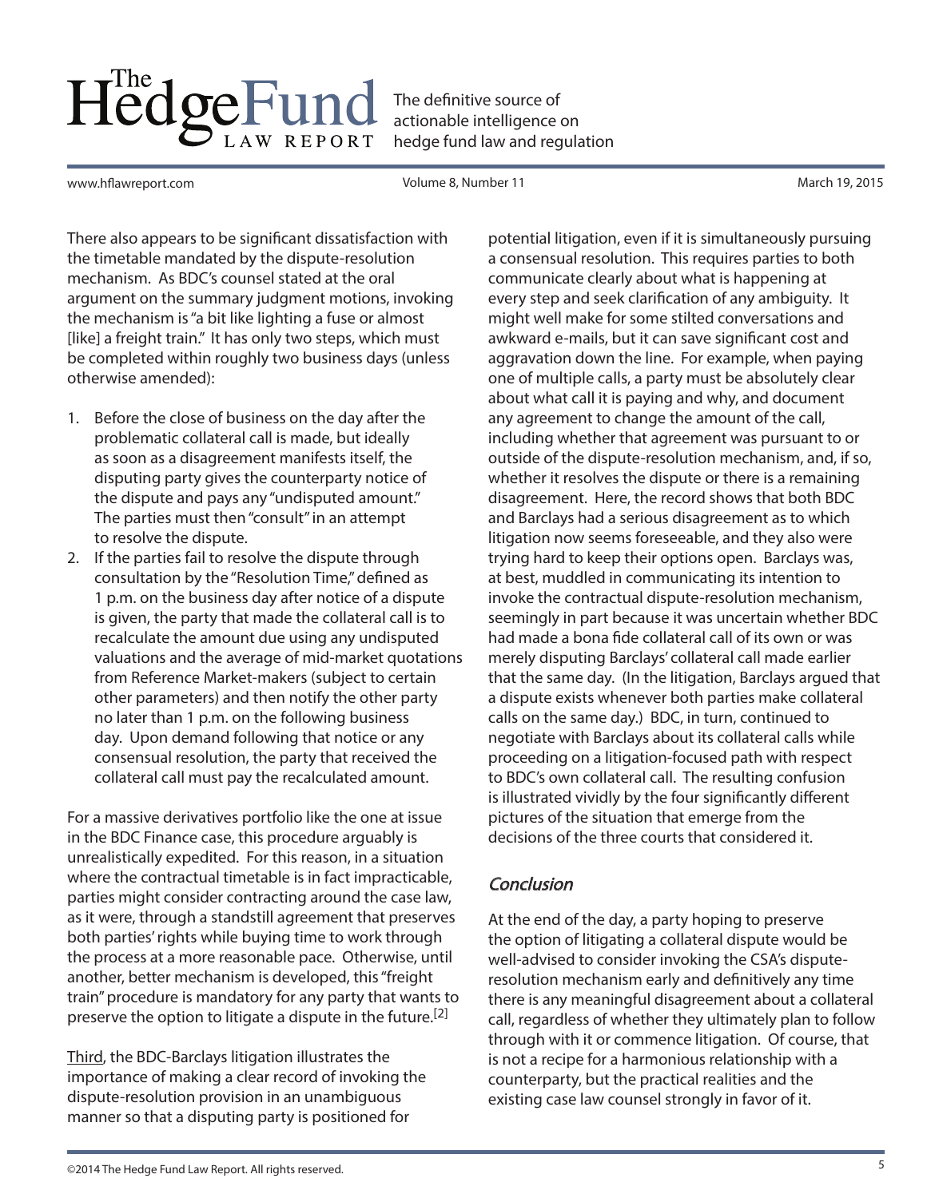There also appears to be significant dissatisfaction with the timetable mandated by the dispute-resolution mechanism. As BDC's counsel stated at the oral argument on the summary judgment motions, invoking the mechanism is "a bit like lighting a fuse or almost [like] a freight train." It has only two steps, which must be completed within roughly two business days (unless otherwise amended):

1. Before the close of business on the day after the problematic collateral call is made, but ideally as soon as a disagreement manifests itself, the disputing party gives the counterparty notice of the dispute and pays any "undisputed amount." The parties must then "consult" in an attempt to resolve the dispute.
2. If the parties fail to resolve the dispute through consultation by the "Resolution Time," defined as 1 p.m. on the business day after notice of a dispute is given, the party that made the collateral call is to recalculate the amount due using any undisputed valuations and the average of mid-market quotations from Reference Market-makers (subject to certain other parameters) and then notify the other party no later than 1 p.m. on the following business day. Upon demand following that notice or any consensual resolution, the party that received the collateral call must pay the recalculated amount.

For a massive derivatives portfolio like the one at issue in the BDC Finance case, this procedure arguably is unrealistically expedited. For this reason, in a situation where the contractual timetable is in fact impracticable, parties might consider contracting around the case law, as it were, through a standstill agreement that preserves both parties' rights while buying time to work through the process at a more reasonable pace. Otherwise, until another, better mechanism is developed, this "freight train" procedure is mandatory for any party that wants to preserve the option to litigate a dispute in the future.[2]

Third, the BDC-Barclays litigation illustrates the importance of making a clear record of invoking the dispute-resolution provision in an unambiguous manner so that a disputing party is positioned for potential litigation, even if it is simultaneously pursuing a consensual resolution. This requires parties to both communicate clearly about what is happening at every step and seek clarification of any ambiguity. It might well make for some stilted conversations and awkward e-mails, but it can save significant cost and aggravation down the line. For example, when paying one of multiple calls, a party must be absolutely clear about what call it is paying and why, and document any agreement to change the amount of the call, including whether that agreement was pursuant to or outside of the dispute-resolution mechanism, and, if so, whether it resolves the dispute or there is a remaining disagreement. Here, the record shows that both BDC and Barclays had a serious disagreement as to which litigation now seems foreseeable, and they also were trying hard to keep their options open. Barclays was, at best, muddled in communicating its intention to invoke the contractual dispute-resolution mechanism, seemingly in part because it was uncertain whether BDC had made a bona fide collateral call of its own or was merely disputing Barclays' collateral call made earlier that the same day. (In the litigation, Barclays argued that a dispute exists whenever both parties make collateral calls on the same day.) BDC, in turn, continued to negotiate with Barclays about its collateral calls while proceeding on a litigation-focused path with respect to BDC's own collateral call. The resulting confusion is illustrated vividly by the four significantly different pictures of the situation that emerge from the decisions of the three courts that considered it.

### *Conclusion*

At the end of the day, a party hoping to preserve the option of litigating a collateral dispute would be well-advised to consider invoking the CSA's dispute-resolution mechanism early and definitively any time there is any meaningful disagreement about a collateral call, regardless of whether they ultimately plan to follow through with it or commence litigation. Of course, that is not a recipe for a harmonious relationship with a counterparty, but the practical realities and the existing case law counsel strongly in favor of it.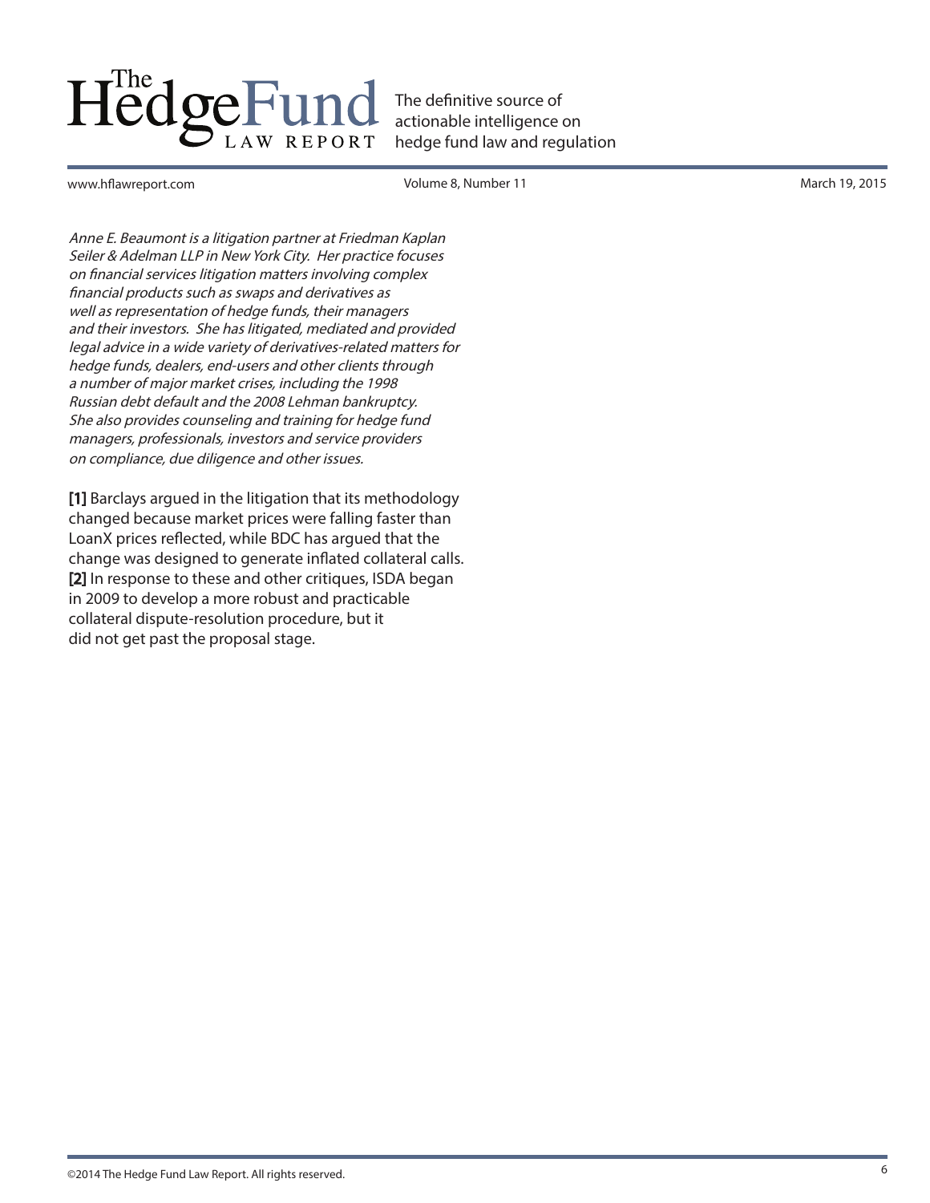*Anne E. Beaumont is a litigation partner at Friedman Kaplan Seiler & Adelman LLP in New York City. Her practice focuses on financial services litigation matters involving complex financial products such as swaps and derivatives as well as representation of hedge funds, their managers and their investors. She has litigated, mediated and provided legal advice in a wide variety of derivatives-related matters for hedge funds, dealers, end-users and other clients through a number of major market crises, including the 1998 Russian debt default and the 2008 Lehman bankruptcy. She also provides counseling and training for hedge fund managers, professionals, investors and service providers on compliance, due diligence and other issues.*

**[1]** Barclays argued in the litigation that its methodology changed because market prices were falling faster than LoanX prices reflected, while BDC has argued that the change was designed to generate inflated collateral calls.

**[2]** In response to these and other critiques, ISDA began in 2009 to develop a more robust and practicable collateral dispute-resolution procedure, but it did not get past the proposal stage.